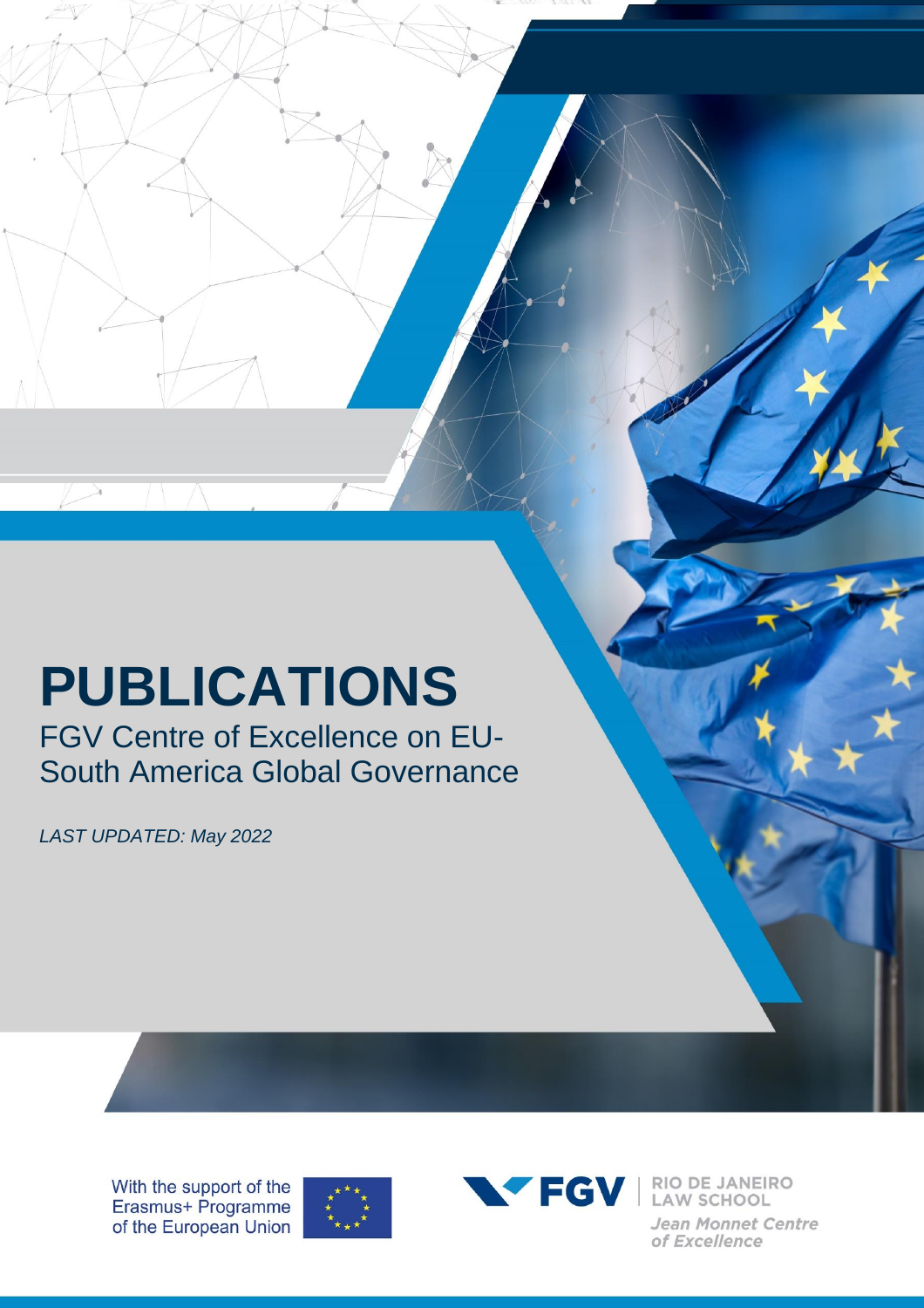# PUBLICATIONS

FGV Centre of Excellence on EU-South America Global Governance

*LAST UPDATED: May 2022*

With the support of the Erasmus+ Programme of the European Union

FGV | RIO DE JANEIRO LAW SCHOOL

*Jean Monnet Centre of Excellence*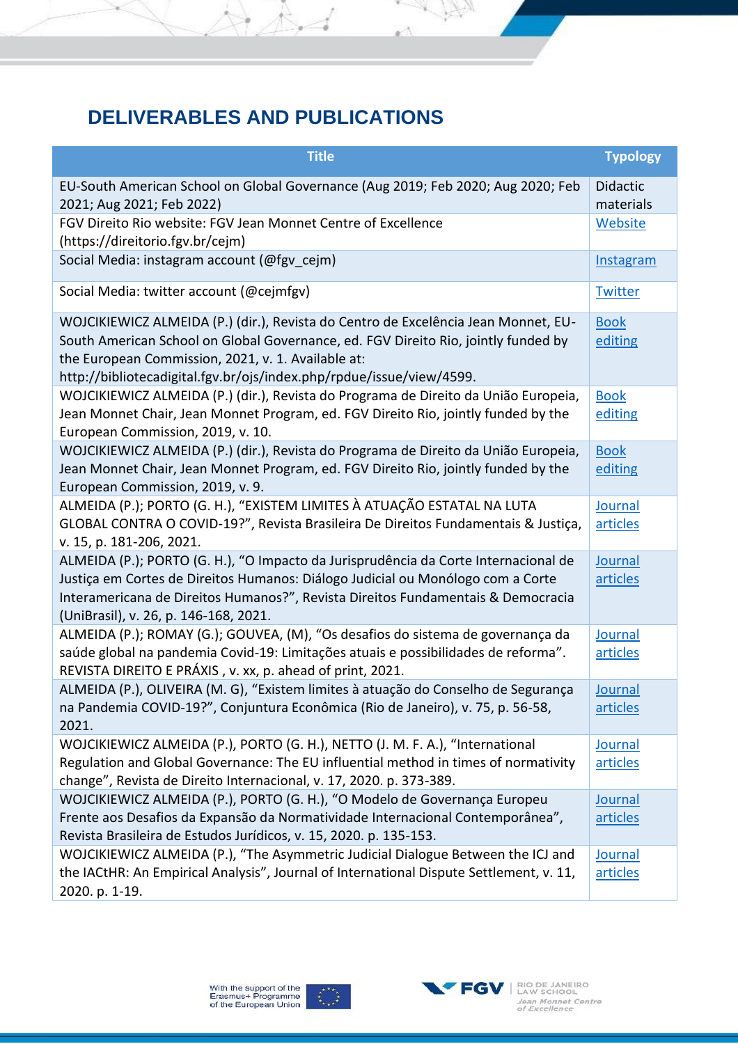## DELIVERABLES AND PUBLICATIONS

| Title | Typology |
|---|---|
| EU-South American School on Global Governance (Aug 2019; Feb 2020; Aug 2020; Feb 2021; Aug 2021; Feb 2022) | Didactic materials |
| FGV Direito Rio website: FGV Jean Monnet Centre of Excellence (https://direitorio.fgv.br/cejm) | Website |
| Social Media: instagram account (@fgv_cejm) | Instagram |
| Social Media: twitter account (@cejmfgv) | Twitter |
| WOJCIKIEWICZ ALMEIDA (P.) (dir.), Revista do Centro de Excelência Jean Monnet, EU-South American School on Global Governance, ed. FGV Direito Rio, jointly funded by the European Commission, 2021, v. 1. Available at: http://bibliotecadigital.fgv.br/ojs/index.php/rpdue/issue/view/4599. | Book editing |
| WOJCIKIEWICZ ALMEIDA (P.) (dir.), Revista do Programa de Direito da União Europeia, Jean Monnet Chair, Jean Monnet Program, ed. FGV Direito Rio, jointly funded by the European Commission, 2019, v. 10. | Book editing |
| WOJCIKIEWICZ ALMEIDA (P.) (dir.), Revista do Programa de Direito da União Europeia, Jean Monnet Chair, Jean Monnet Program, ed. FGV Direito Rio, jointly funded by the European Commission, 2019, v. 9. | Book editing |
| ALMEIDA (P.); PORTO (G. H.), "EXISTEM LIMITES À ATUAÇÃO ESTATAL NA LUTA GLOBAL CONTRA O COVID-19?", Revista Brasileira De Direitos Fundamentais & Justiça, v. 15, p. 181-206, 2021. | Journal articles |
| ALMEIDA (P.); PORTO (G. H.), "O Impacto da Jurisprudência da Corte Internacional de Justiça em Cortes de Direitos Humanos: Diálogo Judicial ou Monólogo com a Corte Interamericana de Direitos Humanos?", Revista Direitos Fundamentais & Democracia (UniBrasil), v. 26, p. 146-168, 2021. | Journal articles |
| ALMEIDA (P.); ROMAY (G.); GOUVEA, (M), "Os desafios do sistema de governança da saúde global na pandemia Covid-19: Limitações atuais e possibilidades de reforma". REVISTA DIREITO E PRÁXIS , v. xx, p. ahead of print, 2021. | Journal articles |
| ALMEIDA (P.), OLIVEIRA (M. G), "Existem limites à atuação do Conselho de Segurança na Pandemia COVID-19?", Conjuntura Econômica (Rio de Janeiro), v. 75, p. 56-58, 2021. | Journal articles |
| WOJCIKIEWICZ ALMEIDA (P.), PORTO (G. H.), NETTO (J. M. F. A.), "International Regulation and Global Governance: The EU influential method in times of normativity change", Revista de Direito Internacional, v. 17, 2020. p. 373-389. | Journal articles |
| WOJCIKIEWICZ ALMEIDA (P.), PORTO (G. H.), "O Modelo de Governança Europeu Frente aos Desafios da Expansão da Normatividade Internacional Contemporânea", Revista Brasileira de Estudos Jurídicos, v. 15, 2020. p. 135-153. | Journal articles |
| WOJCIKIEWICZ ALMEIDA (P.), "The Asymmetric Judicial Dialogue Between the ICJ and the IACtHR: An Empirical Analysis", Journal of International Dispute Settlement, v. 11, 2020. p. 1-19. | Journal articles |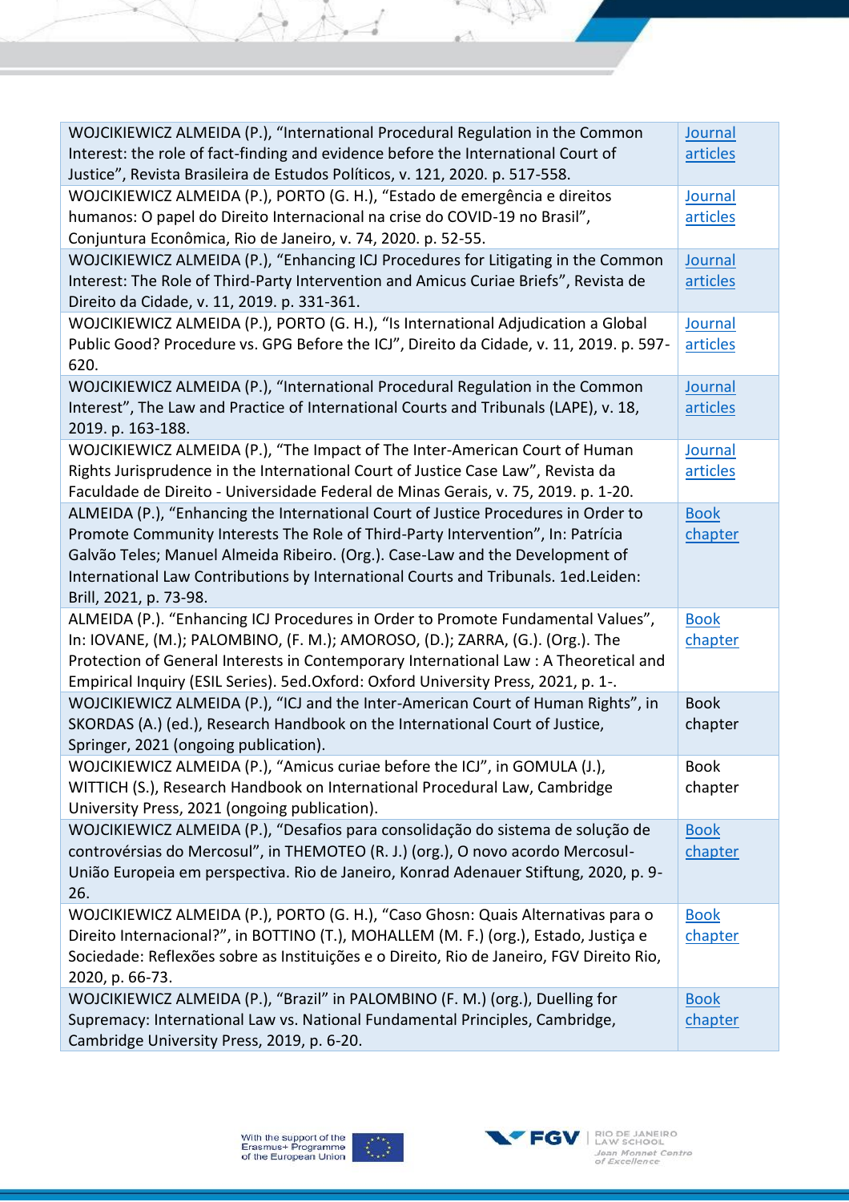| | |
|---|---|
| WOJCIKIEWICZ ALMEIDA (P.), "International Procedural Regulation in the Common Interest: the role of fact-finding and evidence before the International Court of Justice", Revista Brasileira de Estudos Políticos, v. 121, 2020. p. 517-558. | Journal articles |
| WOJCIKIEWICZ ALMEIDA (P.), PORTO (G. H.), "Estado de emergência e direitos humanos: O papel do Direito Internacional na crise do COVID-19 no Brasil", Conjuntura Econômica, Rio de Janeiro, v. 74, 2020. p. 52-55. | Journal articles |
| WOJCIKIEWICZ ALMEIDA (P.), "Enhancing ICJ Procedures for Litigating in the Common Interest: The Role of Third-Party Intervention and Amicus Curiae Briefs", Revista de Direito da Cidade, v. 11, 2019. p. 331-361. | Journal articles |
| WOJCIKIEWICZ ALMEIDA (P.), PORTO (G. H.), "Is International Adjudication a Global Public Good? Procedure vs. GPG Before the ICJ", Direito da Cidade, v. 11, 2019. p. 597-620. | Journal articles |
| WOJCIKIEWICZ ALMEIDA (P.), "International Procedural Regulation in the Common Interest", The Law and Practice of International Courts and Tribunals (LAPE), v. 18, 2019. p. 163-188. | Journal articles |
| WOJCIKIEWICZ ALMEIDA (P.), "The Impact of The Inter-American Court of Human Rights Jurisprudence in the International Court of Justice Case Law", Revista da Faculdade de Direito - Universidade Federal de Minas Gerais, v. 75, 2019. p. 1-20. | Journal articles |
| ALMEIDA (P.), "Enhancing the International Court of Justice Procedures in Order to Promote Community Interests The Role of Third-Party Intervention", In: Patrícia Galvão Teles; Manuel Almeida Ribeiro. (Org.). Case-Law and the Development of International Law Contributions by International Courts and Tribunals. 1ed.Leiden: Brill, 2021, p. 73-98. | Book chapter |
| ALMEIDA (P.). "Enhancing ICJ Procedures in Order to Promote Fundamental Values", In: IOVANE, (M.); PALOMBINO, (F. M.); AMOROSO, (D.); ZARRA, (G.). (Org.). The Protection of General Interests in Contemporary International Law : A Theoretical and Empirical Inquiry (ESIL Series). 5ed.Oxford: Oxford University Press, 2021, p. 1-. | Book chapter |
| WOJCIKIEWICZ ALMEIDA (P.), "ICJ and the Inter-American Court of Human Rights", in SKORDAS (A.) (ed.), Research Handbook on the International Court of Justice, Springer, 2021 (ongoing publication). | Book chapter |
| WOJCIKIEWICZ ALMEIDA (P.), "Amicus curiae before the ICJ", in GOMULA (J.), WITTICH (S.), Research Handbook on International Procedural Law, Cambridge University Press, 2021 (ongoing publication). | Book chapter |
| WOJCIKIEWICZ ALMEIDA (P.), "Desafios para consolidação do sistema de solução de controvérsias do Mercosul", in THEMOTEO (R. J.) (org.), O novo acordo Mercosul-União Europeia em perspectiva. Rio de Janeiro, Konrad Adenauer Stiftung, 2020, p. 9-26. | Book chapter |
| WOJCIKIEWICZ ALMEIDA (P.), PORTO (G. H.), "Caso Ghosn: Quais Alternativas para o Direito Internacional?", in BOTTINO (T.), MOHALLEM (M. F.) (org.), Estado, Justiça e Sociedade: Reflexões sobre as Instituições e o Direito, Rio de Janeiro, FGV Direito Rio, 2020, p. 66-73. | Book chapter |
| WOJCIKIEWICZ ALMEIDA (P.), "Brazil" in PALOMBINO (F. M.) (org.), Duelling for Supremacy: International Law vs. National Fundamental Principles, Cambridge, Cambridge University Press, 2019, p. 6-20. | Book chapter |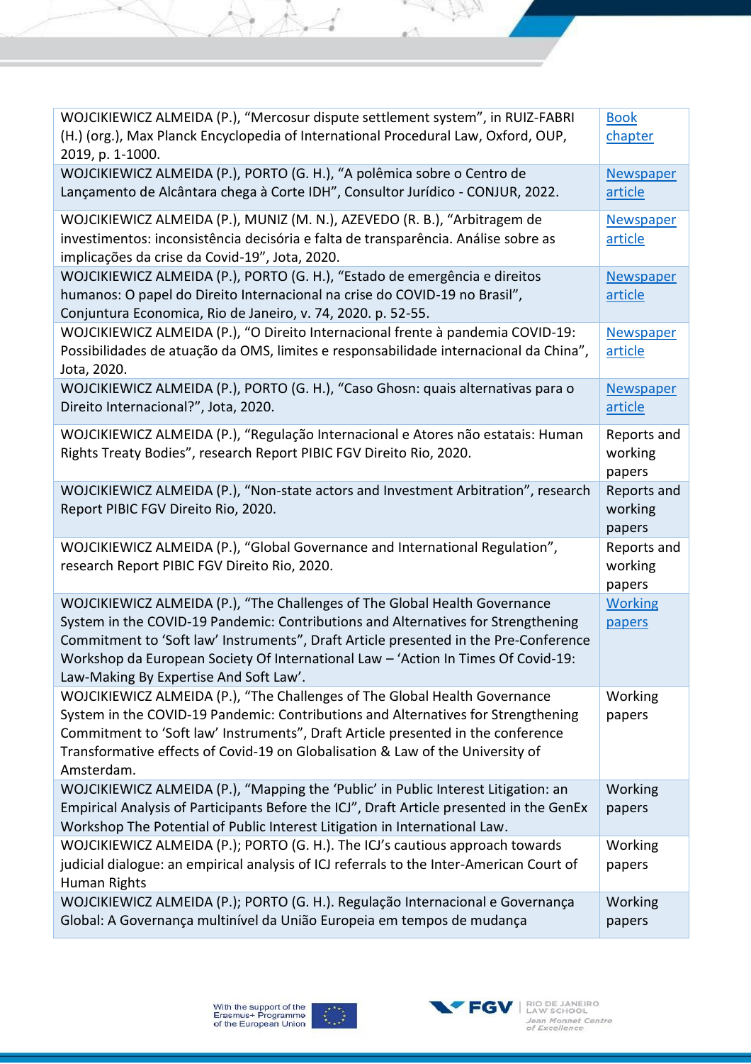| | |
|---|---|
| WOJCIKIEWICZ ALMEIDA (P.), "Mercosur dispute settlement system", in RUIZ-FABRI (H.) (org.), Max Planck Encyclopedia of International Procedural Law, Oxford, OUP, 2019, p. 1-1000. | Book chapter |
| WOJCIKIEWICZ ALMEIDA (P.), PORTO (G. H.), "A polêmica sobre o Centro de Lançamento de Alcântara chega à Corte IDH", Consultor Jurídico - CONJUR, 2022. | Newspaper article |
| WOJCIKIEWICZ ALMEIDA (P.), MUNIZ (M. N.), AZEVEDO (R. B.), "Arbitragem de investimentos: inconsistência decisória e falta de transparência. Análise sobre as implicações da crise da Covid-19", Jota, 2020. | Newspaper article |
| WOJCIKIEWICZ ALMEIDA (P.), PORTO (G. H.), "Estado de emergência e direitos humanos: O papel do Direito Internacional na crise do COVID-19 no Brasil", Conjuntura Economica, Rio de Janeiro, v. 74, 2020. p. 52-55. | Newspaper article |
| WOJCIKIEWICZ ALMEIDA (P.), "O Direito Internacional frente à pandemia COVID-19: Possibilidades de atuação da OMS, limites e responsabilidade internacional da China", Jota, 2020. | Newspaper article |
| WOJCIKIEWICZ ALMEIDA (P.), PORTO (G. H.), "Caso Ghosn: quais alternativas para o Direito Internacional?", Jota, 2020. | Newspaper article |
| WOJCIKIEWICZ ALMEIDA (P.), "Regulação Internacional e Atores não estatais: Human Rights Treaty Bodies", research Report PIBIC FGV Direito Rio, 2020. | Reports and working papers |
| WOJCIKIEWICZ ALMEIDA (P.), "Non-state actors and Investment Arbitration", research Report PIBIC FGV Direito Rio, 2020. | Reports and working papers |
| WOJCIKIEWICZ ALMEIDA (P.), "Global Governance and International Regulation", research Report PIBIC FGV Direito Rio, 2020. | Reports and working papers |
| WOJCIKIEWICZ ALMEIDA (P.), "The Challenges of The Global Health Governance System in the COVID-19 Pandemic: Contributions and Alternatives for Strengthening Commitment to 'Soft law' Instruments", Draft Article presented in the Pre-Conference Workshop da European Society Of International Law – 'Action In Times Of Covid-19: Law-Making By Expertise And Soft Law'. | Working papers |
| WOJCIKIEWICZ ALMEIDA (P.), "The Challenges of The Global Health Governance System in the COVID-19 Pandemic: Contributions and Alternatives for Strengthening Commitment to 'Soft law' Instruments", Draft Article presented in the conference Transformative effects of Covid-19 on Globalisation & Law of the University of Amsterdam. | Working papers |
| WOJCIKIEWICZ ALMEIDA (P.), "Mapping the 'Public' in Public Interest Litigation: an Empirical Analysis of Participants Before the ICJ", Draft Article presented in the GenEx Workshop The Potential of Public Interest Litigation in International Law. | Working papers |
| WOJCIKIEWICZ ALMEIDA (P.); PORTO (G. H.). The ICJ's cautious approach towards judicial dialogue: an empirical analysis of ICJ referrals to the Inter-American Court of Human Rights | Working papers |
| WOJCIKIEWICZ ALMEIDA (P.); PORTO (G. H.). Regulação Internacional e Governança Global: A Governança multinível da União Europeia em tempos de mudança | Working papers |

With the support of the Erasmus+ Programme of the European Union

FGV RIO DE JANEIRO LAW SCHOOL Jean Monnet Centre of Excellence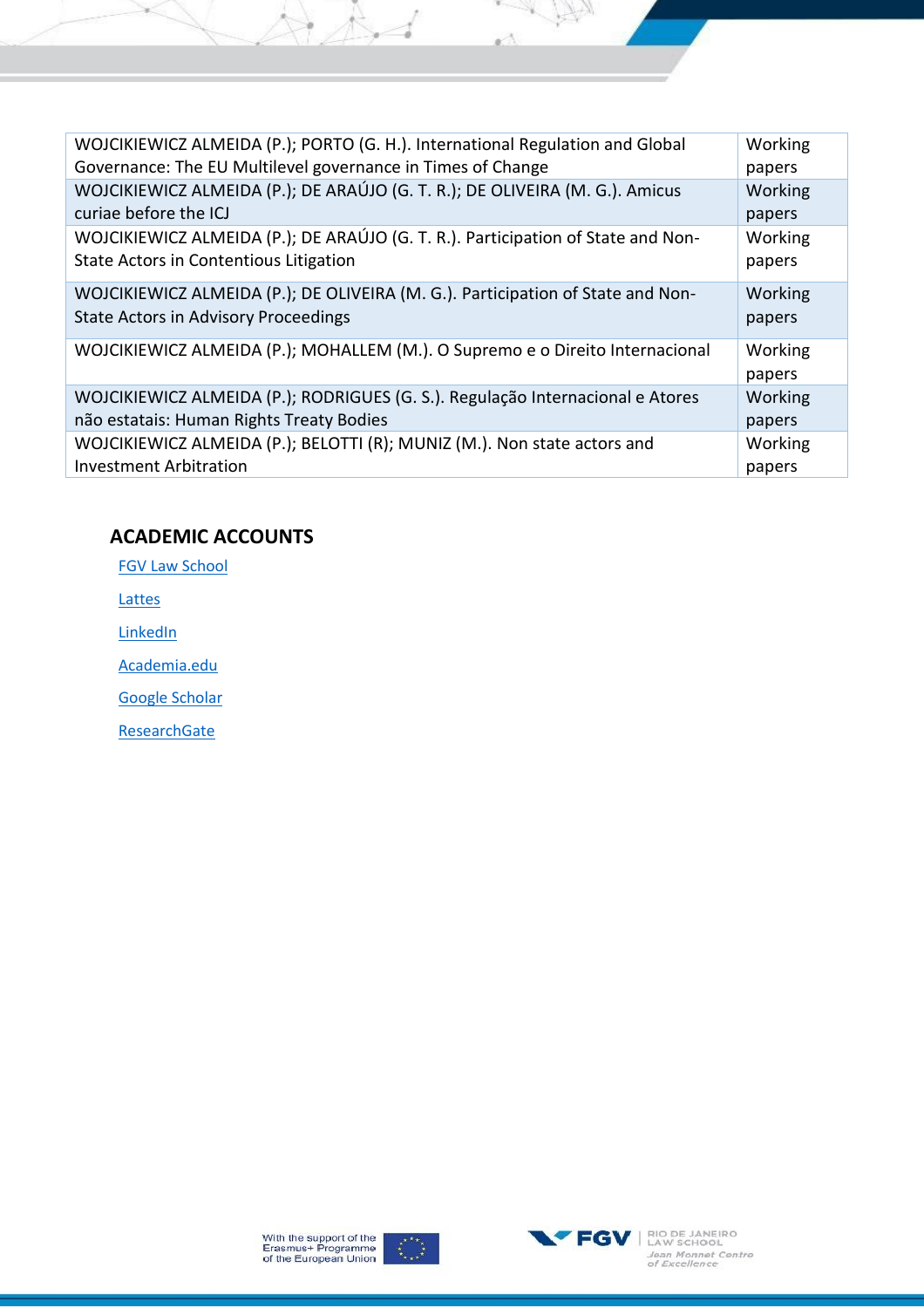| | |
|---|---|
| WOJCIKIEWICZ ALMEIDA (P.); PORTO (G. H.). International Regulation and Global Governance: The EU Multilevel governance in Times of Change | Working papers |
| WOJCIKIEWICZ ALMEIDA (P.); DE ARAÚJO (G. T. R.); DE OLIVEIRA (M. G.). Amicus curiae before the ICJ | Working papers |
| WOJCIKIEWICZ ALMEIDA (P.); DE ARAÚJO (G. T. R.). Participation of State and Non-State Actors in Contentious Litigation | Working papers |
| WOJCIKIEWICZ ALMEIDA (P.); DE OLIVEIRA (M. G.). Participation of State and Non-State Actors in Advisory Proceedings | Working papers |
| WOJCIKIEWICZ ALMEIDA (P.); MOHALLEM (M.). O Supremo e o Direito Internacional | Working papers |
| WOJCIKIEWICZ ALMEIDA (P.); RODRIGUES (G. S.). Regulação Internacional e Atores não estatais: Human Rights Treaty Bodies | Working papers |
| WOJCIKIEWICZ ALMEIDA (P.); BELOTTI (R); MUNIZ (M.). Non state actors and Investment Arbitration | Working papers |

## ACADEMIC ACCOUNTS

FGV Law School

Lattes

LinkedIn

Academia.edu

Google Scholar

ResearchGate